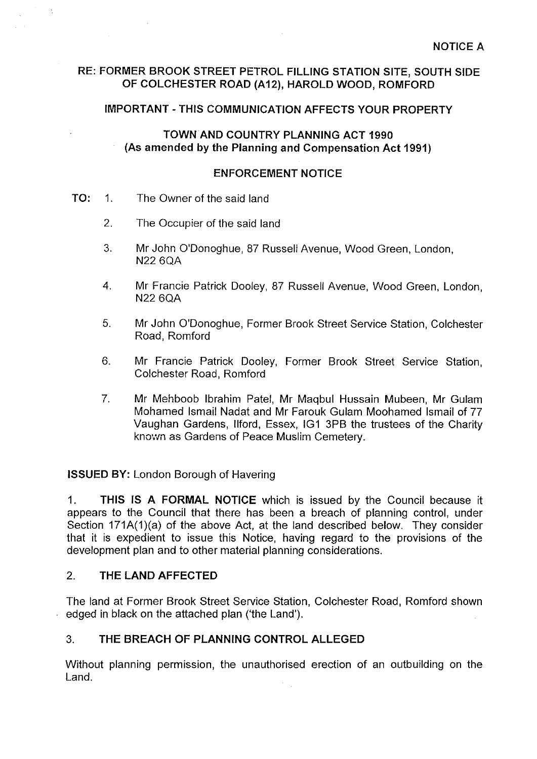NOTICE A

**RE: FORMER BROOK STREET PETROL FILLING STATION SITE, SOUTH SIDE OF COLCHESTER ROAD (A12), HAROLD WOOD, ROMFORD**

**IMPORTANT - THIS COMMUNICATION AFFECTS YOUR PROPERTY**

**TOWN AND COUNTRY PLANNING ACT 1990**
**(As amended by the Planning and Compensation Act 1991)**

**ENFORCEMENT NOTICE**

**TO:**

1. The Owner of the said land
2. The Occupier of the said land
3. Mr John O'Donoghue, 87 Russell Avenue, Wood Green, London, N22 6QA
4. Mr Francie Patrick Dooley, 87 Russell Avenue, Wood Green, London, N22 6QA
5. Mr John O'Donoghue, Former Brook Street Service Station, Colchester Road, Romford
6. Mr Francie Patrick Dooley, Former Brook Street Service Station, Colchester Road, Romford
7. Mr Mehboob Ibrahim Patel, Mr Maqbul Hussain Mubeen, Mr Gulam Mohamed Ismail Nadat and Mr Farouk Gulam Moohamed Ismail of 77 Vaughan Gardens, Ilford, Essex, IG1 3PB the trustees of the Charity known as Gardens of Peace Muslim Cemetery.

**ISSUED BY:** London Borough of Havering

1. **THIS IS A FORMAL NOTICE** which is issued by the Council because it appears to the Council that there has been a breach of planning control, under Section 171A(1)(a) of the above Act, at the land described below. They consider that it is expedient to issue this Notice, having regard to the provisions of the development plan and to other material planning considerations.

## 2. THE LAND AFFECTED

The land at Former Brook Street Service Station, Colchester Road, Romford shown edged in black on the attached plan ('the Land').

## 3. THE BREACH OF PLANNING CONTROL ALLEGED

Without planning permission, the unauthorised erection of an outbuilding on the Land.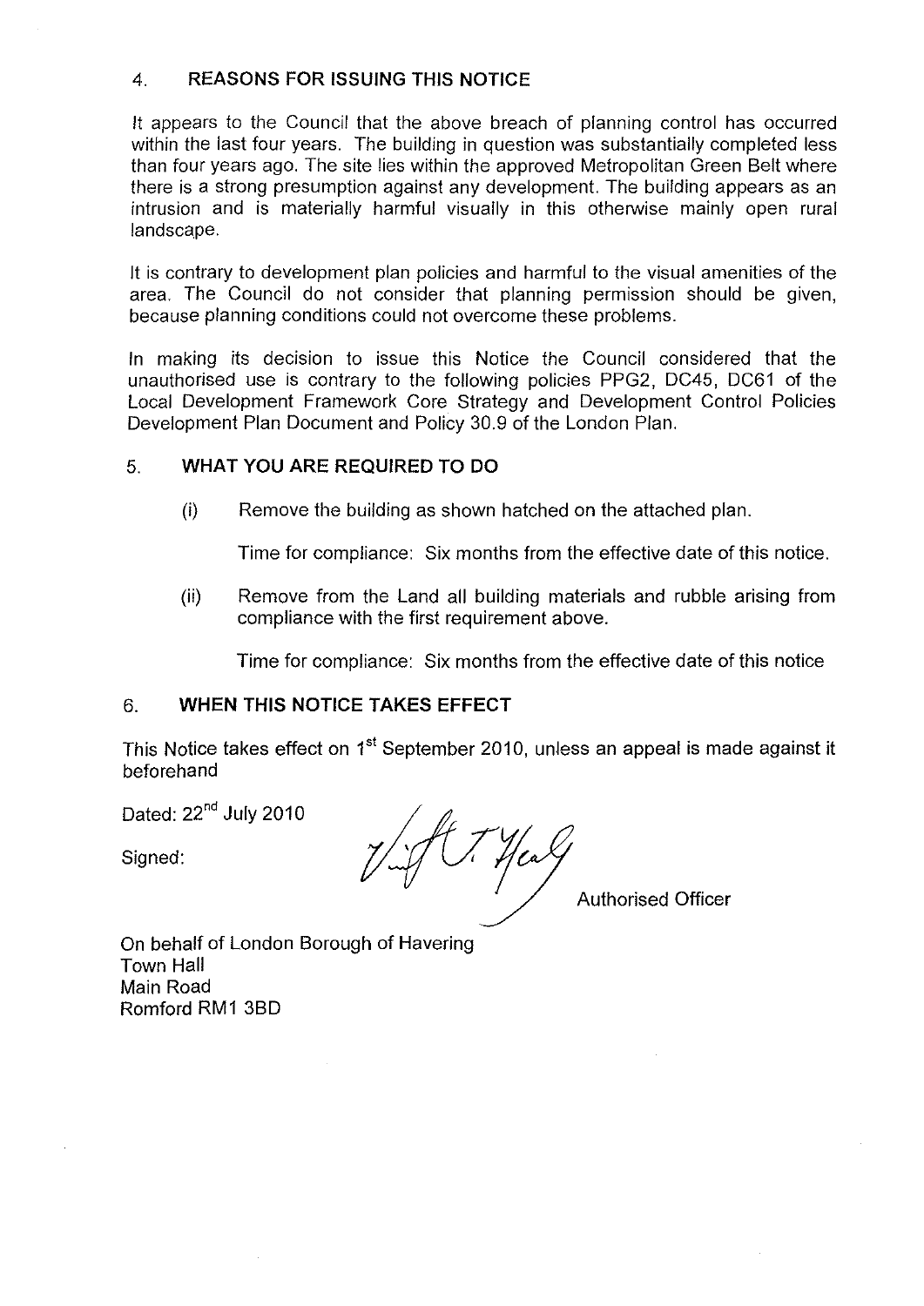## 4. REASONS FOR ISSUING THIS NOTICE

It appears to the Council that the above breach of planning control has occurred within the last four years. The building in question was substantially completed less than four years ago. The site lies within the approved Metropolitan Green Belt where there is a strong presumption against any development. The building appears as an intrusion and is materially harmful visually in this otherwise mainly open rural landscape.

It is contrary to development plan policies and harmful to the visual amenities of the area. The Council do not consider that planning permission should be given, because planning conditions could not overcome these problems.

In making its decision to issue this Notice the Council considered that the unauthorised use is contrary to the following policies PPG2, DC45, DC61 of the Local Development Framework Core Strategy and Development Control Policies Development Plan Document and Policy 30.9 of the London Plan.

## 5. WHAT YOU ARE REQUIRED TO DO

(i) Remove the building as shown hatched on the attached plan.

Time for compliance: Six months from the effective date of this notice.

(ii) Remove from the Land all building materials and rubble arising from compliance with the first requirement above.

Time for compliance: Six months from the effective date of this notice

## 6. WHEN THIS NOTICE TAKES EFFECT

This Notice takes effect on 1st September 2010, unless an appeal is made against it beforehand

Dated: 22nd July 2010

Signed: [signature] Authorised Officer

On behalf of London Borough of Havering
Town Hall
Main Road
Romford RM1 3BD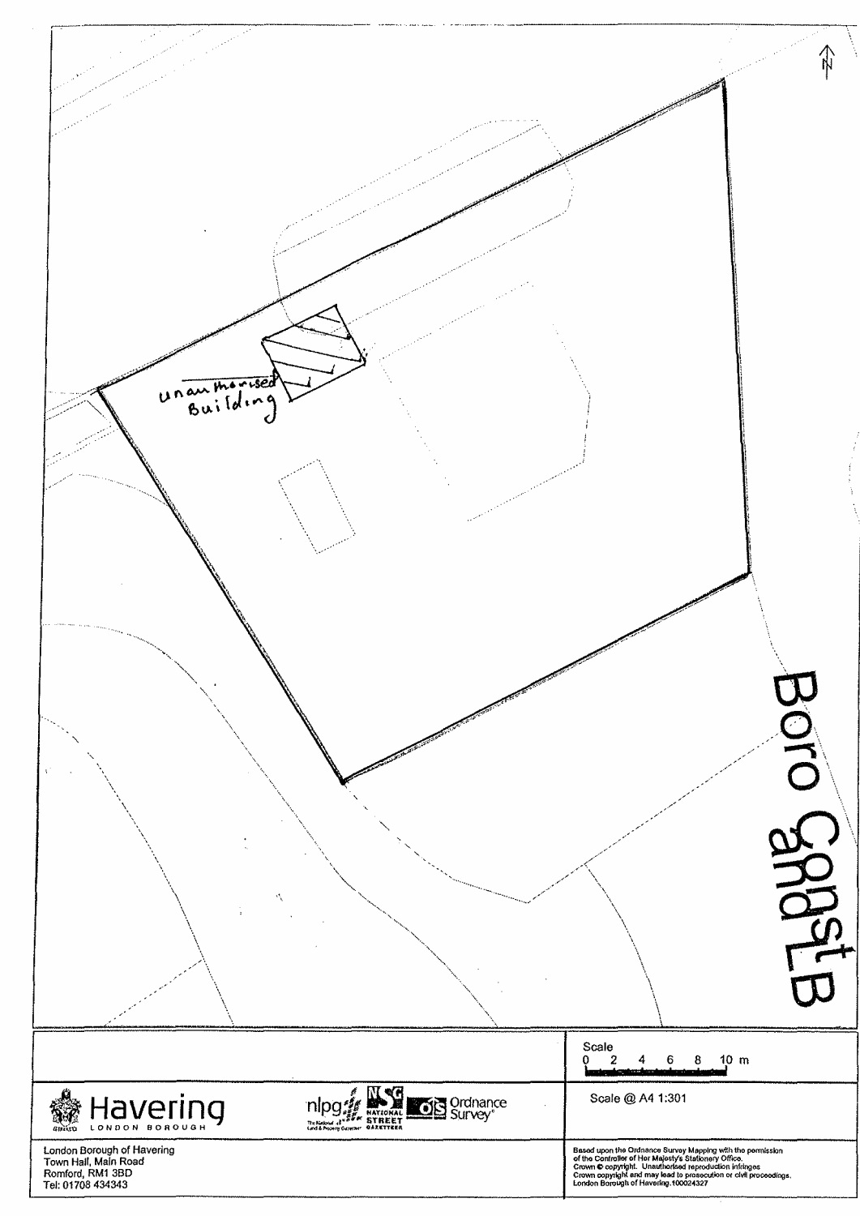unauthorised Building

Boro Const and LB

Scale

0 2 4 6 8 10 m

Scale @ A4 1:301

Havering LONDON BOROUGH

nlpg NSG NATIONAL STREET GAZETTEER Ordnance Survey

London Borough of Havering
Town Hall, Main Road
Romford, RM1 3BD
Tel: 01708 434343

Based upon the Ordnance Survey Mapping with the permission of the Controller of Her Majesty's Stationery Office.
Crown © copyright. Unauthorised reproduction infringes Crown copyright and may lead to prosecution or civil proceedings.
London Borough of Havering.100024327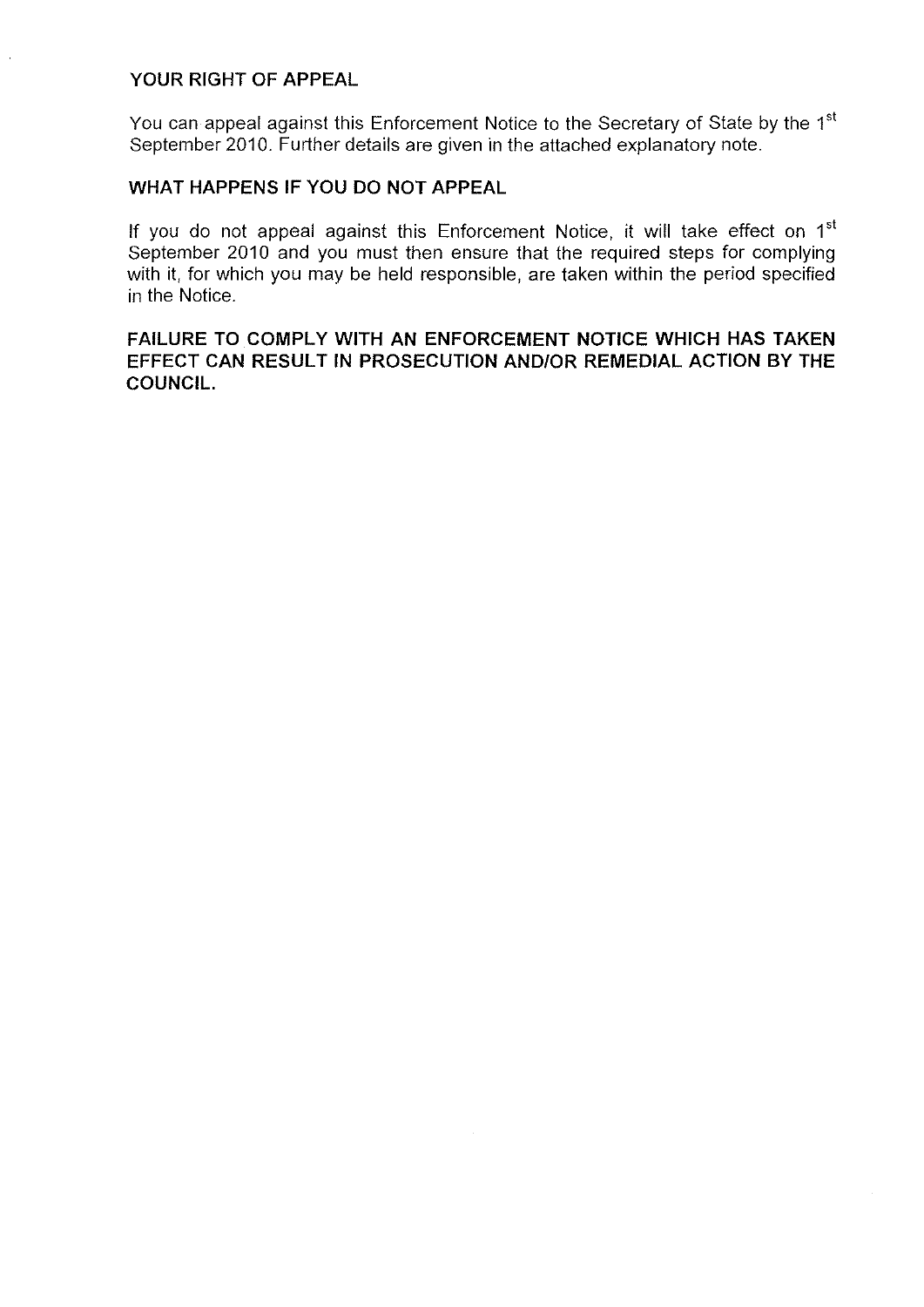## YOUR RIGHT OF APPEAL

You can appeal against this Enforcement Notice to the Secretary of State by the 1st September 2010. Further details are given in the attached explanatory note.

## WHAT HAPPENS IF YOU DO NOT APPEAL

If you do not appeal against this Enforcement Notice, it will take effect on 1st September 2010 and you must then ensure that the required steps for complying with it, for which you may be held responsible, are taken within the period specified in the Notice.

**FAILURE TO COMPLY WITH AN ENFORCEMENT NOTICE WHICH HAS TAKEN EFFECT CAN RESULT IN PROSECUTION AND/OR REMEDIAL ACTION BY THE COUNCIL.**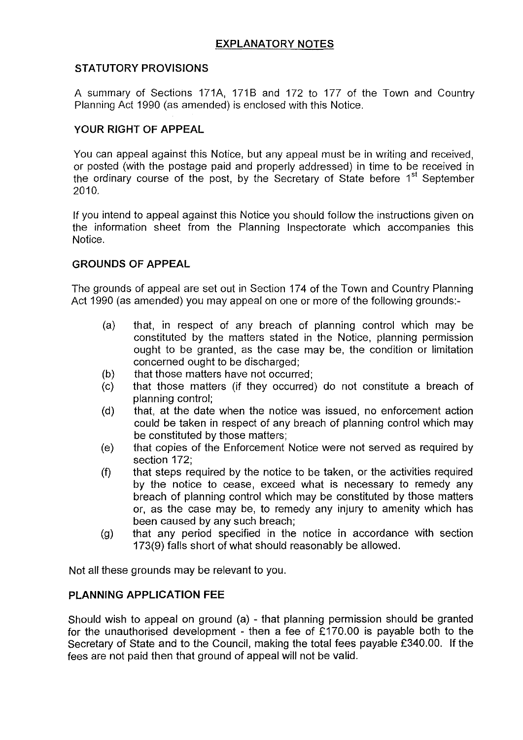## EXPLANATORY NOTES

### STATUTORY PROVISIONS

A summary of Sections 171A, 171B and 172 to 177 of the Town and Country Planning Act 1990 (as amended) is enclosed with this Notice.

### YOUR RIGHT OF APPEAL

You can appeal against this Notice, but any appeal must be in writing and received, or posted (with the postage paid and properly addressed) in time to be received in the ordinary course of the post, by the Secretary of State before 1st September 2010.

If you intend to appeal against this Notice you should follow the instructions given on the information sheet from the Planning Inspectorate which accompanies this Notice.

### GROUNDS OF APPEAL

The grounds of appeal are set out in Section 174 of the Town and Country Planning Act 1990 (as amended) you may appeal on one or more of the following grounds:-

- (a) that, in respect of any breach of planning control which may be constituted by the matters stated in the Notice, planning permission ought to be granted, as the case may be, the condition or limitation concerned ought to be discharged;
- (b) that those matters have not occurred;
- (c) that those matters (if they occurred) do not constitute a breach of planning control;
- (d) that, at the date when the notice was issued, no enforcement action could be taken in respect of any breach of planning control which may be constituted by those matters;
- (e) that copies of the Enforcement Notice were not served as required by section 172;
- (f) that steps required by the notice to be taken, or the activities required by the notice to cease, exceed what is necessary to remedy any breach of planning control which may be constituted by those matters or, as the case may be, to remedy any injury to amenity which has been caused by any such breach;
- (g) that any period specified in the notice in accordance with section 173(9) falls short of what should reasonably be allowed.

Not all these grounds may be relevant to you.

### PLANNING APPLICATION FEE

Should wish to appeal on ground (a) - that planning permission should be granted for the unauthorised development - then a fee of £170.00 is payable both to the Secretary of State and to the Council, making the total fees payable £340.00. If the fees are not paid then that ground of appeal will not be valid.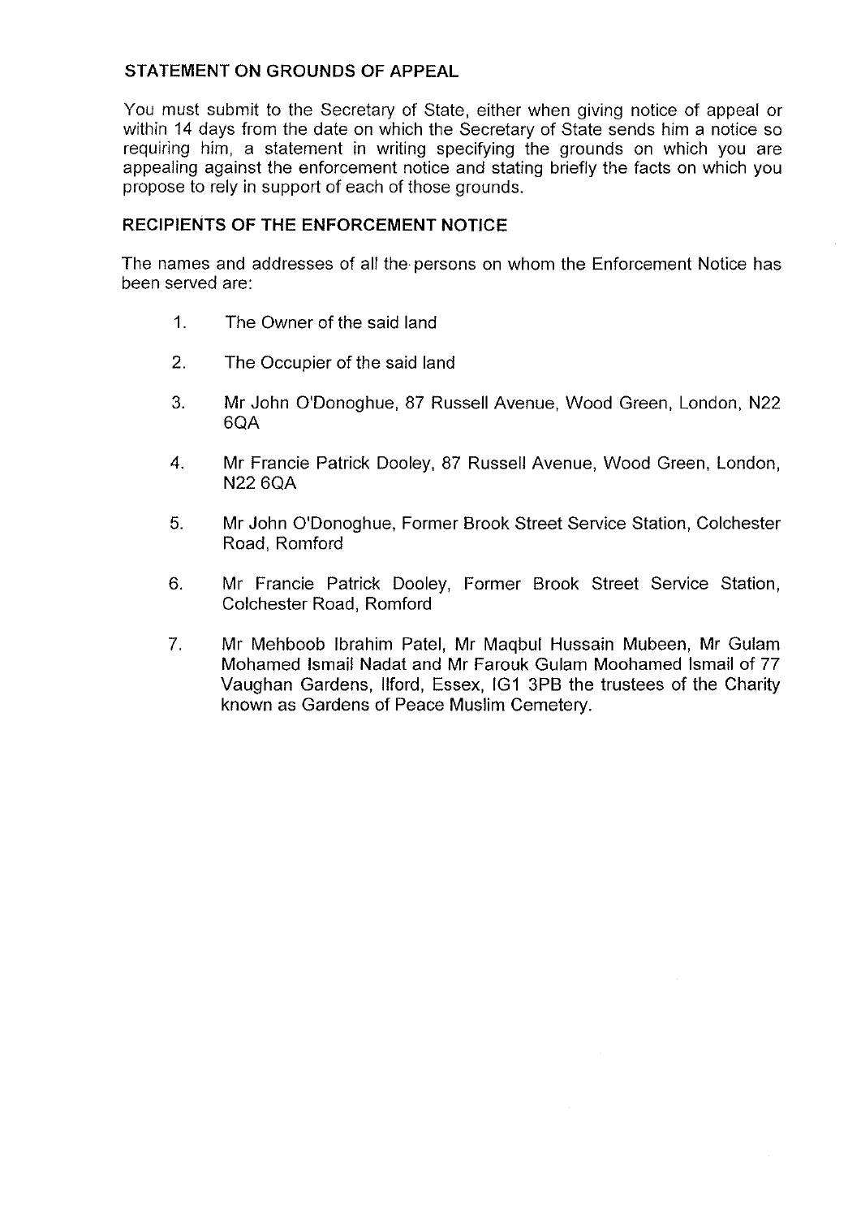## STATEMENT ON GROUNDS OF APPEAL

You must submit to the Secretary of State, either when giving notice of appeal or within 14 days from the date on which the Secretary of State sends him a notice so requiring him, a statement in writing specifying the grounds on which you are appealing against the enforcement notice and stating briefly the facts on which you propose to rely in support of each of those grounds.

## RECIPIENTS OF THE ENFORCEMENT NOTICE

The names and addresses of all the persons on whom the Enforcement Notice has been served are:

1. The Owner of the said land
2. The Occupier of the said land
3. Mr John O'Donoghue, 87 Russell Avenue, Wood Green, London, N22 6QA
4. Mr Francie Patrick Dooley, 87 Russell Avenue, Wood Green, London, N22 6QA
5. Mr John O'Donoghue, Former Brook Street Service Station, Colchester Road, Romford
6. Mr Francie Patrick Dooley, Former Brook Street Service Station, Colchester Road, Romford
7. Mr Mehboob Ibrahim Patel, Mr Maqbul Hussain Mubeen, Mr Gulam Mohamed Ismail Nadat and Mr Farouk Gulam Moohamed Ismail of 77 Vaughan Gardens, Ilford, Essex, IG1 3PB the trustees of the Charity known as Gardens of Peace Muslim Cemetery.